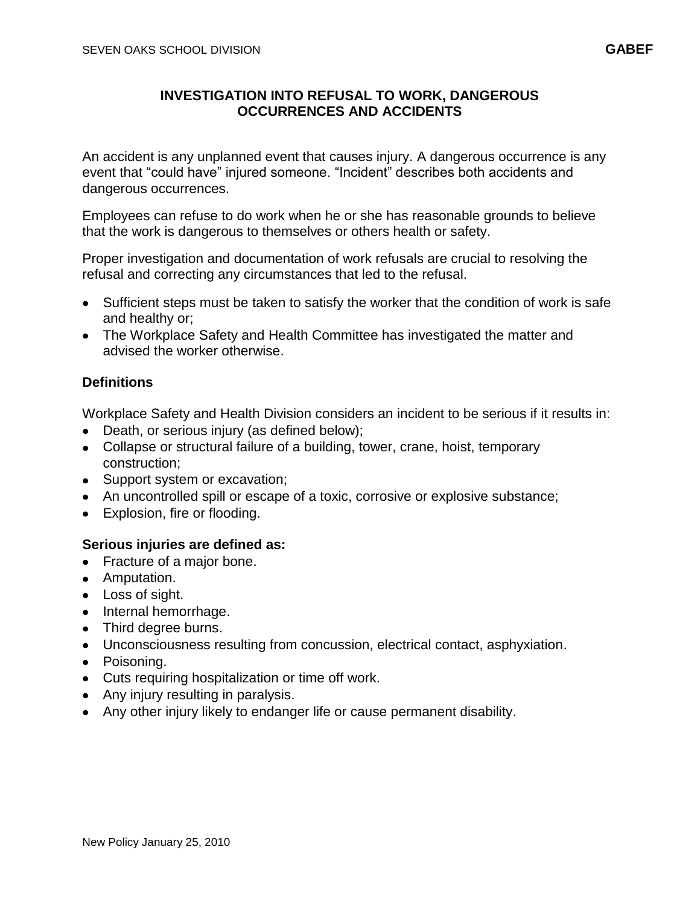# INVESTIGATION INTO REFUSAL TO WORK, DANGEROUS OCCURRENCES AND ACCIDENTS

An accident is any unplanned event that causes injury. A dangerous occurrence is any event that "could have" injured someone. "Incident" describes both accidents and dangerous occurrences.

Employees can refuse to do work when he or she has reasonable grounds to believe that the work is dangerous to themselves or others health or safety.

Proper investigation and documentation of work refusals are crucial to resolving the refusal and correcting any circumstances that led to the refusal.

- Sufficient steps must be taken to satisfy the worker that the condition of work is safe and healthy or;
- The Workplace Safety and Health Committee has investigated the matter and advised the worker otherwise.

### Definitions

Workplace Safety and Health Division considers an incident to be serious if it results in:

- Death, or serious injury (as defined below);
- Collapse or structural failure of a building, tower, crane, hoist, temporary construction;
- Support system or excavation;
- An uncontrolled spill or escape of a toxic, corrosive or explosive substance;
- Explosion, fire or flooding.

### Serious injuries are defined as:

- Fracture of a major bone.
- Amputation.
- Loss of sight.
- Internal hemorrhage.
- Third degree burns.
- Unconsciousness resulting from concussion, electrical contact, asphyxiation.
- Poisoning.
- Cuts requiring hospitalization or time off work.
- Any injury resulting in paralysis.
- Any other injury likely to endanger life or cause permanent disability.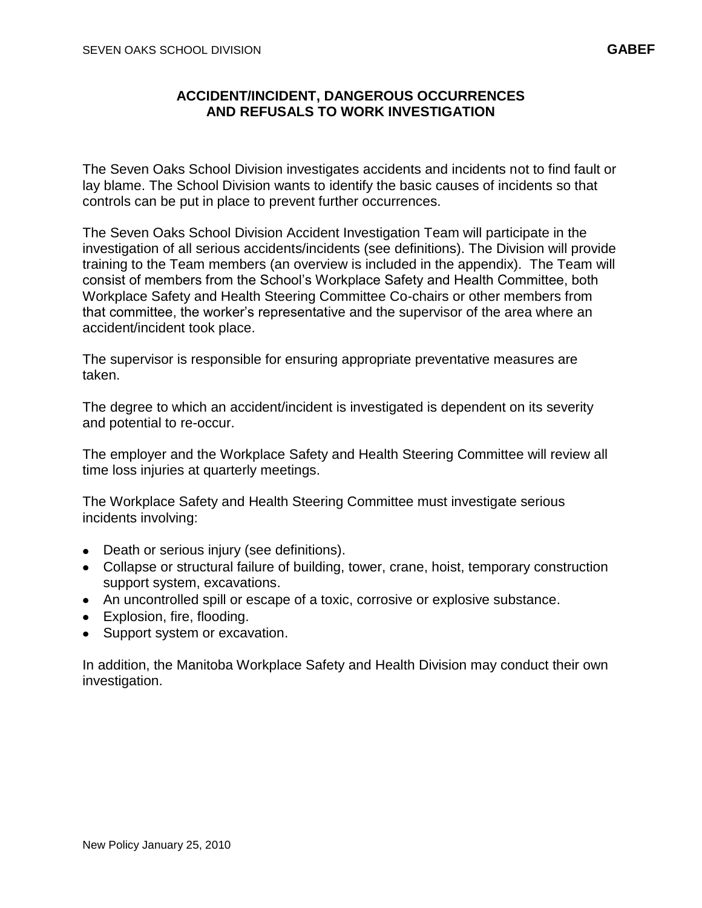## ACCIDENT/INCIDENT, DANGEROUS OCCURRENCES AND REFUSALS TO WORK INVESTIGATION

The Seven Oaks School Division investigates accidents and incidents not to find fault or lay blame. The School Division wants to identify the basic causes of incidents so that controls can be put in place to prevent further occurrences.

The Seven Oaks School Division Accident Investigation Team will participate in the investigation of all serious accidents/incidents (see definitions). The Division will provide training to the Team members (an overview is included in the appendix). The Team will consist of members from the School's Workplace Safety and Health Committee, both Workplace Safety and Health Steering Committee Co-chairs or other members from that committee, the worker's representative and the supervisor of the area where an accident/incident took place.

The supervisor is responsible for ensuring appropriate preventative measures are taken.

The degree to which an accident/incident is investigated is dependent on its severity and potential to re-occur.

The employer and the Workplace Safety and Health Steering Committee will review all time loss injuries at quarterly meetings.

The Workplace Safety and Health Steering Committee must investigate serious incidents involving:

- Death or serious injury (see definitions).
- Collapse or structural failure of building, tower, crane, hoist, temporary construction support system, excavations.
- An uncontrolled spill or escape of a toxic, corrosive or explosive substance.
- Explosion, fire, flooding.
- Support system or excavation.

In addition, the Manitoba Workplace Safety and Health Division may conduct their own investigation.

New Policy January 25, 2010